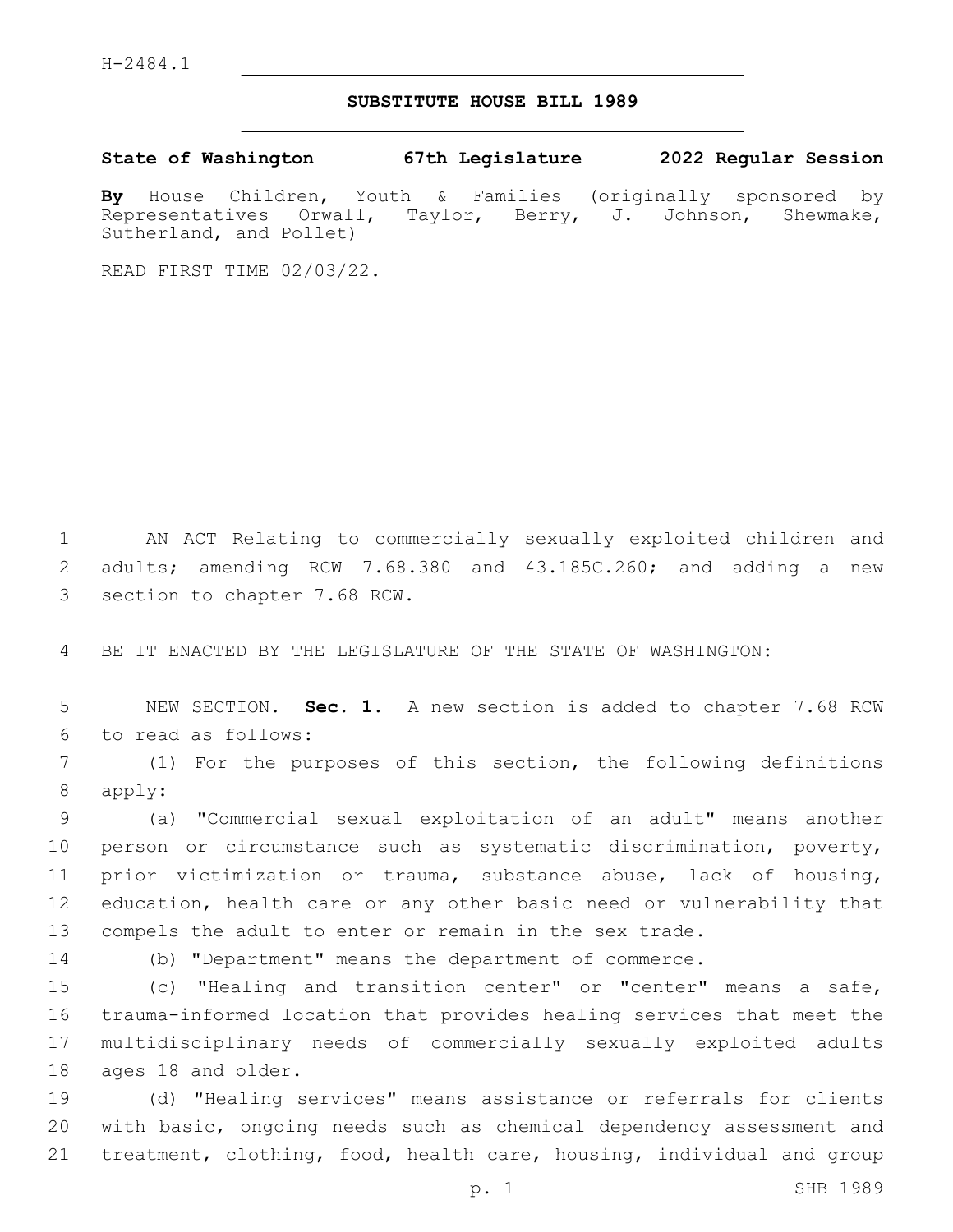H-2484.1

# SUBSTITUTE HOUSE BILL 1989

**State of Washington 67th Legislature 2022 Regular Session**

**By** House Children, Youth & Families (originally sponsored by Representatives Orwall, Taylor, Berry, J. Johnson, Shewmake, Sutherland, and Pollet)

READ FIRST TIME 02/03/22.

AN ACT Relating to commercially sexually exploited children and adults; amending RCW 7.68.380 and 43.185C.260; and adding a new section to chapter 7.68 RCW.

BE IT ENACTED BY THE LEGISLATURE OF THE STATE OF WASHINGTON:

NEW SECTION. **Sec. 1.** A new section is added to chapter 7.68 RCW to read as follows:

(1) For the purposes of this section, the following definitions apply:

(a) "Commercial sexual exploitation of an adult" means another person or circumstance such as systematic discrimination, poverty, prior victimization or trauma, substance abuse, lack of housing, education, health care or any other basic need or vulnerability that compels the adult to enter or remain in the sex trade.

(b) "Department" means the department of commerce.

(c) "Healing and transition center" or "center" means a safe, trauma-informed location that provides healing services that meet the multidisciplinary needs of commercially sexually exploited adults ages 18 and older.

(d) "Healing services" means assistance or referrals for clients with basic, ongoing needs such as chemical dependency assessment and treatment, clothing, food, health care, housing, individual and group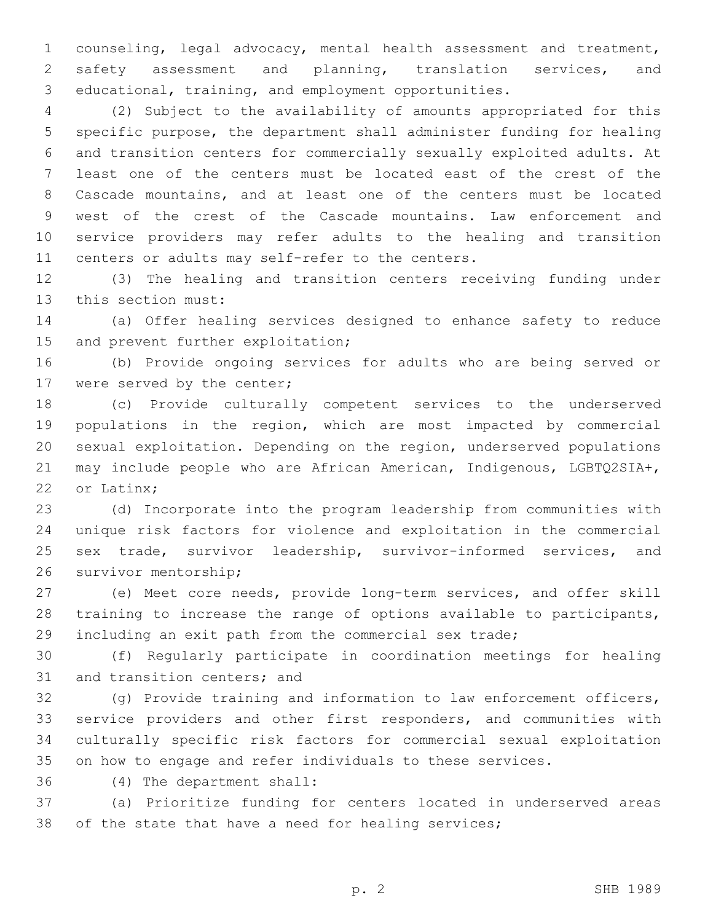counseling, legal advocacy, mental health assessment and treatment, safety assessment and planning, translation services, and educational, training, and employment opportunities.

(2) Subject to the availability of amounts appropriated for this specific purpose, the department shall administer funding for healing and transition centers for commercially sexually exploited adults. At least one of the centers must be located east of the crest of the Cascade mountains, and at least one of the centers must be located west of the crest of the Cascade mountains. Law enforcement and service providers may refer adults to the healing and transition centers or adults may self-refer to the centers.

(3) The healing and transition centers receiving funding under this section must:

(a) Offer healing services designed to enhance safety to reduce and prevent further exploitation;

(b) Provide ongoing services for adults who are being served or were served by the center;

(c) Provide culturally competent services to the underserved populations in the region, which are most impacted by commercial sexual exploitation. Depending on the region, underserved populations may include people who are African American, Indigenous, LGBTQ2SIA+, or Latinx;

(d) Incorporate into the program leadership from communities with unique risk factors for violence and exploitation in the commercial sex trade, survivor leadership, survivor-informed services, and survivor mentorship;

(e) Meet core needs, provide long-term services, and offer skill training to increase the range of options available to participants, including an exit path from the commercial sex trade;

(f) Regularly participate in coordination meetings for healing and transition centers; and

(g) Provide training and information to law enforcement officers, service providers and other first responders, and communities with culturally specific risk factors for commercial sexual exploitation on how to engage and refer individuals to these services.

(4) The department shall:

(a) Prioritize funding for centers located in underserved areas of the state that have a need for healing services;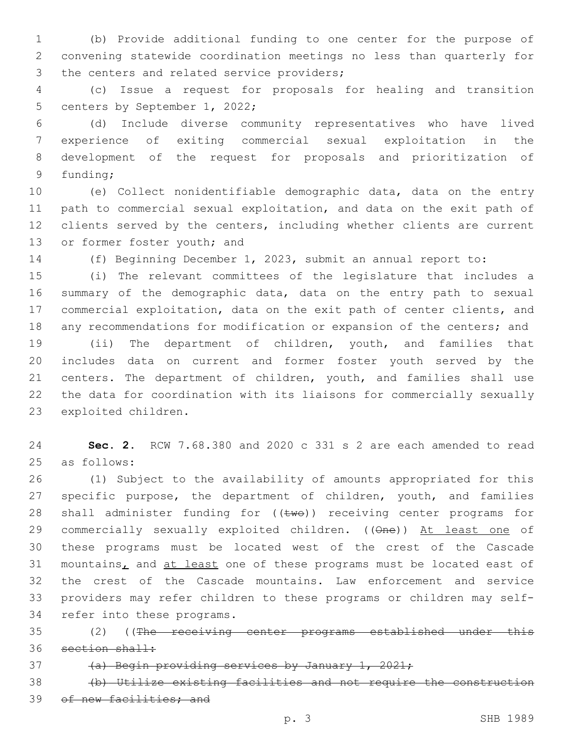(b) Provide additional funding to one center for the purpose of convening statewide coordination meetings no less than quarterly for the centers and related service providers;

(c) Issue a request for proposals for healing and transition centers by September 1, 2022;

(d) Include diverse community representatives who have lived experience of exiting commercial sexual exploitation in the development of the request for proposals and prioritization of funding;

(e) Collect nonidentifiable demographic data, data on the entry path to commercial sexual exploitation, and data on the exit path of clients served by the centers, including whether clients are current or former foster youth; and

(f) Beginning December 1, 2023, submit an annual report to:

(i) The relevant committees of the legislature that includes a summary of the demographic data, data on the entry path to sexual commercial exploitation, data on the exit path of center clients, and any recommendations for modification or expansion of the centers; and

(ii) The department of children, youth, and families that includes data on current and former foster youth served by the centers. The department of children, youth, and families shall use the data for coordination with its liaisons for commercially sexually exploited children.

**Sec. 2.** RCW 7.68.380 and 2020 c 331 s 2 are each amended to read as follows:

(1) Subject to the availability of amounts appropriated for this specific purpose, the department of children, youth, and families shall administer funding for ((~~two~~)) receiving center programs for commercially sexually exploited children. ((~~One~~)) At least one of these programs must be located west of the crest of the Cascade mountains, and at least one of these programs must be located east of the crest of the Cascade mountains. Law enforcement and service providers may refer children to these programs or children may self-refer into these programs.

(2) ((~~The receiving center programs established under this section shall:~~

~~(a) Begin providing services by January 1, 2021;~~

~~(b) Utilize existing facilities and not require the construction of new facilities; and~~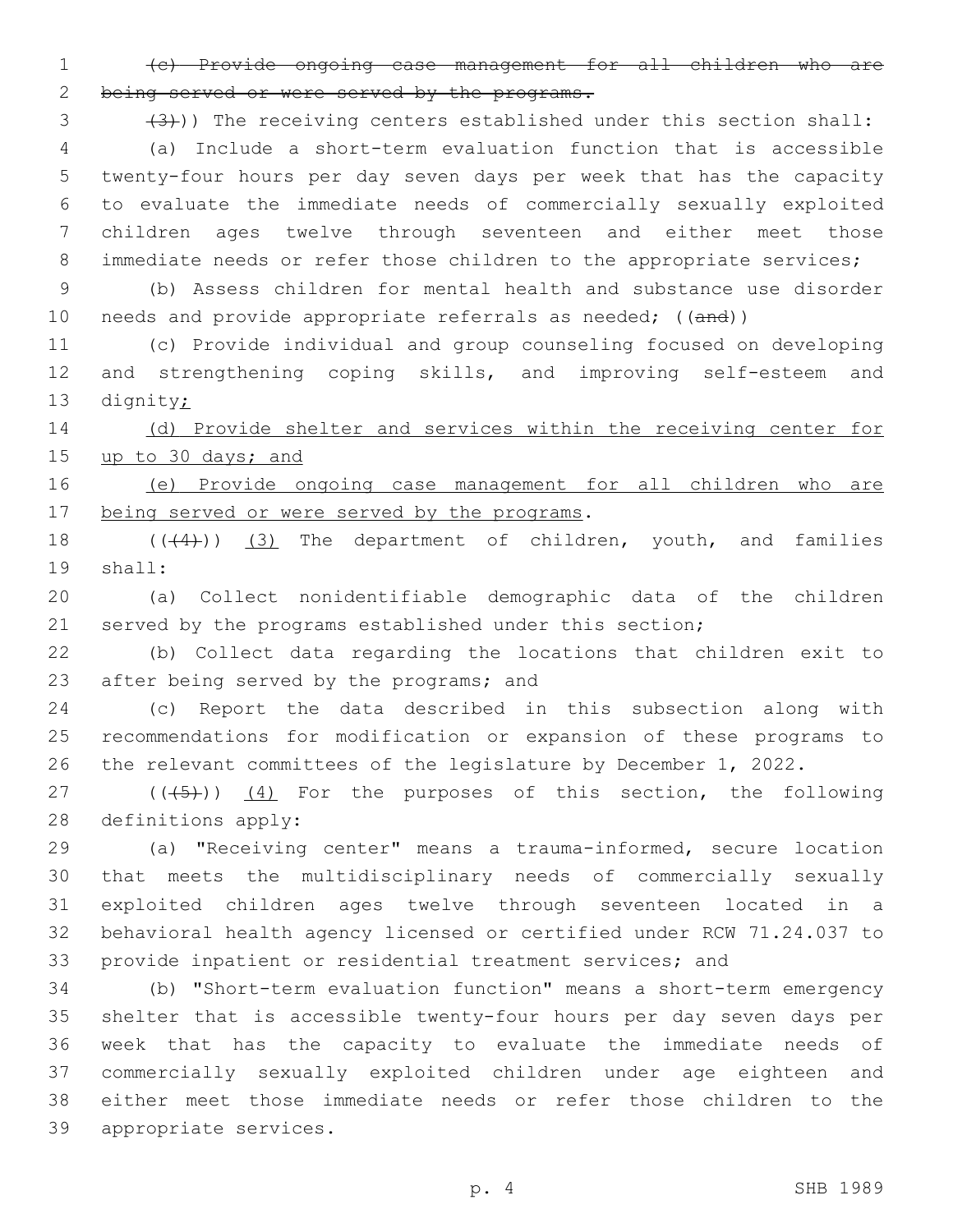~~(c) Provide ongoing case management for all children who are being served or were served by the programs.~~

~~(3)~~)) The receiving centers established under this section shall:

(a) Include a short-term evaluation function that is accessible twenty-four hours per day seven days per week that has the capacity to evaluate the immediate needs of commercially sexually exploited children ages twelve through seventeen and either meet those immediate needs or refer those children to the appropriate services;

(b) Assess children for mental health and substance use disorder needs and provide appropriate referrals as needed; ((~~and~~))

(c) Provide individual and group counseling focused on developing and strengthening coping skills, and improving self-esteem and dignity<u>;</u>

<u>(d) Provide shelter and services within the receiving center for up to 30 days; and</u>

<u>(e) Provide ongoing case management for all children who are being served or were served by the programs</u>.

((~~(4)~~)) <u>(3)</u> The department of children, youth, and families shall:

(a) Collect nonidentifiable demographic data of the children served by the programs established under this section;

(b) Collect data regarding the locations that children exit to after being served by the programs; and

(c) Report the data described in this subsection along with recommendations for modification or expansion of these programs to the relevant committees of the legislature by December 1, 2022.

((~~(5)~~)) <u>(4)</u> For the purposes of this section, the following definitions apply:

(a) "Receiving center" means a trauma-informed, secure location that meets the multidisciplinary needs of commercially sexually exploited children ages twelve through seventeen located in a behavioral health agency licensed or certified under RCW 71.24.037 to provide inpatient or residential treatment services; and

(b) "Short-term evaluation function" means a short-term emergency shelter that is accessible twenty-four hours per day seven days per week that has the capacity to evaluate the immediate needs of commercially sexually exploited children under age eighteen and either meet those immediate needs or refer those children to the appropriate services.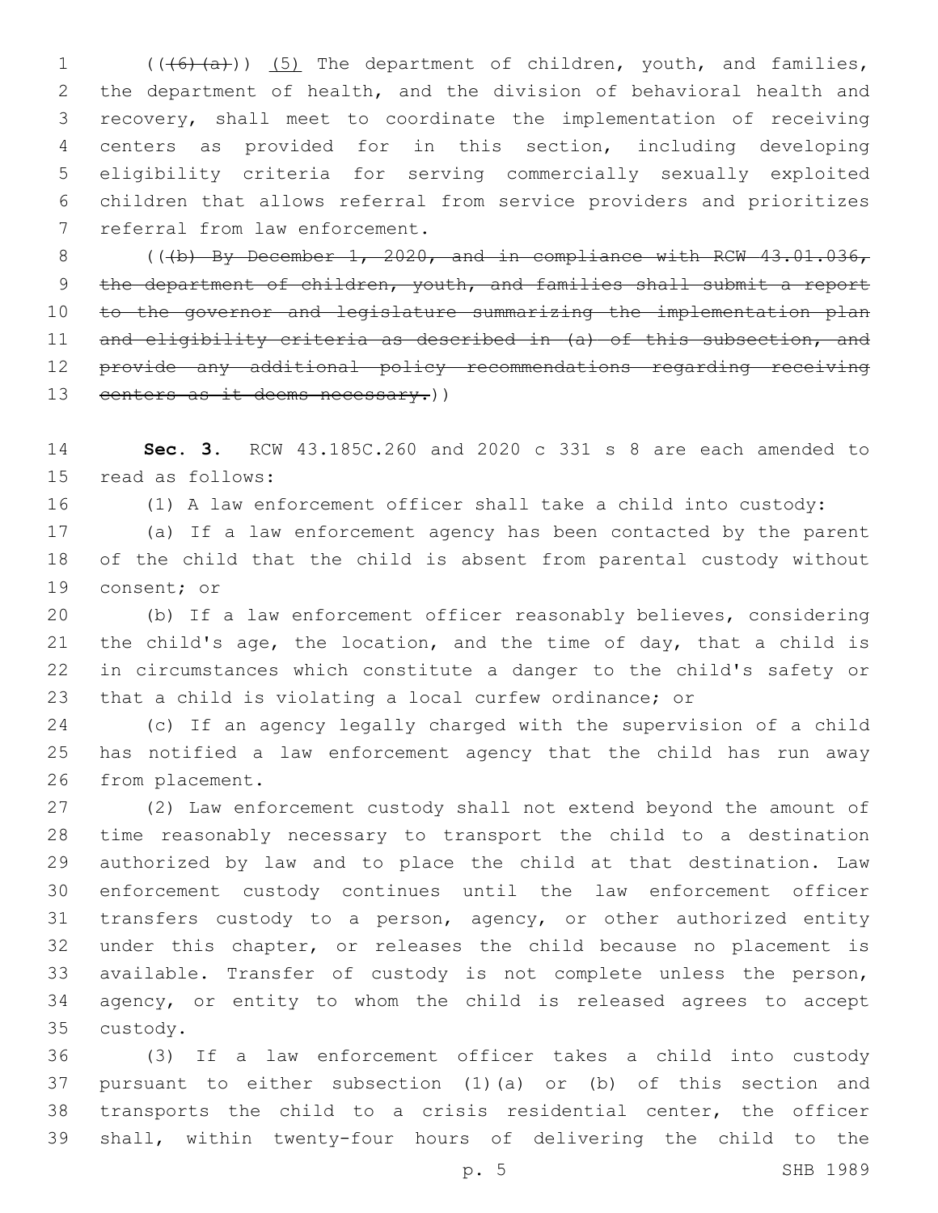(((6)(a))) (5) The department of children, youth, and families, the department of health, and the division of behavioral health and recovery, shall meet to coordinate the implementation of receiving centers as provided for in this section, including developing eligibility criteria for serving commercially sexually exploited children that allows referral from service providers and prioritizes referral from law enforcement.

(((b) By December 1, 2020, and in compliance with RCW 43.01.036, the department of children, youth, and families shall submit a report to the governor and legislature summarizing the implementation plan and eligibility criteria as described in (a) of this subsection, and provide any additional policy recommendations regarding receiving centers as it deems necessary.))

**Sec. 3.** RCW 43.185C.260 and 2020 c 331 s 8 are each amended to read as follows:

(1) A law enforcement officer shall take a child into custody:

(a) If a law enforcement agency has been contacted by the parent of the child that the child is absent from parental custody without consent; or

(b) If a law enforcement officer reasonably believes, considering the child's age, the location, and the time of day, that a child is in circumstances which constitute a danger to the child's safety or that a child is violating a local curfew ordinance; or

(c) If an agency legally charged with the supervision of a child has notified a law enforcement agency that the child has run away from placement.

(2) Law enforcement custody shall not extend beyond the amount of time reasonably necessary to transport the child to a destination authorized by law and to place the child at that destination. Law enforcement custody continues until the law enforcement officer transfers custody to a person, agency, or other authorized entity under this chapter, or releases the child because no placement is available. Transfer of custody is not complete unless the person, agency, or entity to whom the child is released agrees to accept custody.

(3) If a law enforcement officer takes a child into custody pursuant to either subsection (1)(a) or (b) of this section and transports the child to a crisis residential center, the officer shall, within twenty-four hours of delivering the child to the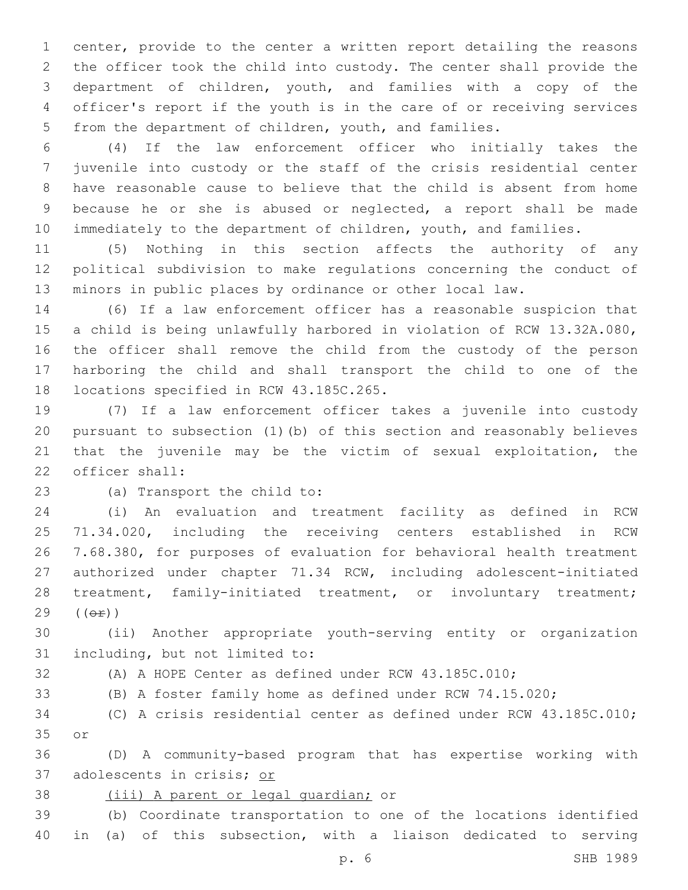center, provide to the center a written report detailing the reasons the officer took the child into custody. The center shall provide the department of children, youth, and families with a copy of the officer's report if the youth is in the care of or receiving services from the department of children, youth, and families.

(4) If the law enforcement officer who initially takes the juvenile into custody or the staff of the crisis residential center have reasonable cause to believe that the child is absent from home because he or she is abused or neglected, a report shall be made immediately to the department of children, youth, and families.

(5) Nothing in this section affects the authority of any political subdivision to make regulations concerning the conduct of minors in public places by ordinance or other local law.

(6) If a law enforcement officer has a reasonable suspicion that a child is being unlawfully harbored in violation of RCW 13.32A.080, the officer shall remove the child from the custody of the person harboring the child and shall transport the child to one of the locations specified in RCW 43.185C.265.

(7) If a law enforcement officer takes a juvenile into custody pursuant to subsection (1)(b) of this section and reasonably believes that the juvenile may be the victim of sexual exploitation, the officer shall:

(a) Transport the child to:

(i) An evaluation and treatment facility as defined in RCW 71.34.020, including the receiving centers established in RCW 7.68.380, for purposes of evaluation for behavioral health treatment authorized under chapter 71.34 RCW, including adolescent-initiated treatment, family-initiated treatment, or involuntary treatment; ((~~or~~))

(ii) Another appropriate youth-serving entity or organization including, but not limited to:

(A) A HOPE Center as defined under RCW 43.185C.010;

(B) A foster family home as defined under RCW 74.15.020;

(C) A crisis residential center as defined under RCW 43.185C.010; or

(D) A community-based program that has expertise working with adolescents in crisis; <u>or</u>

<u>(iii) A parent or legal guardian;</u> or

(b) Coordinate transportation to one of the locations identified in (a) of this subsection, with a liaison dedicated to serving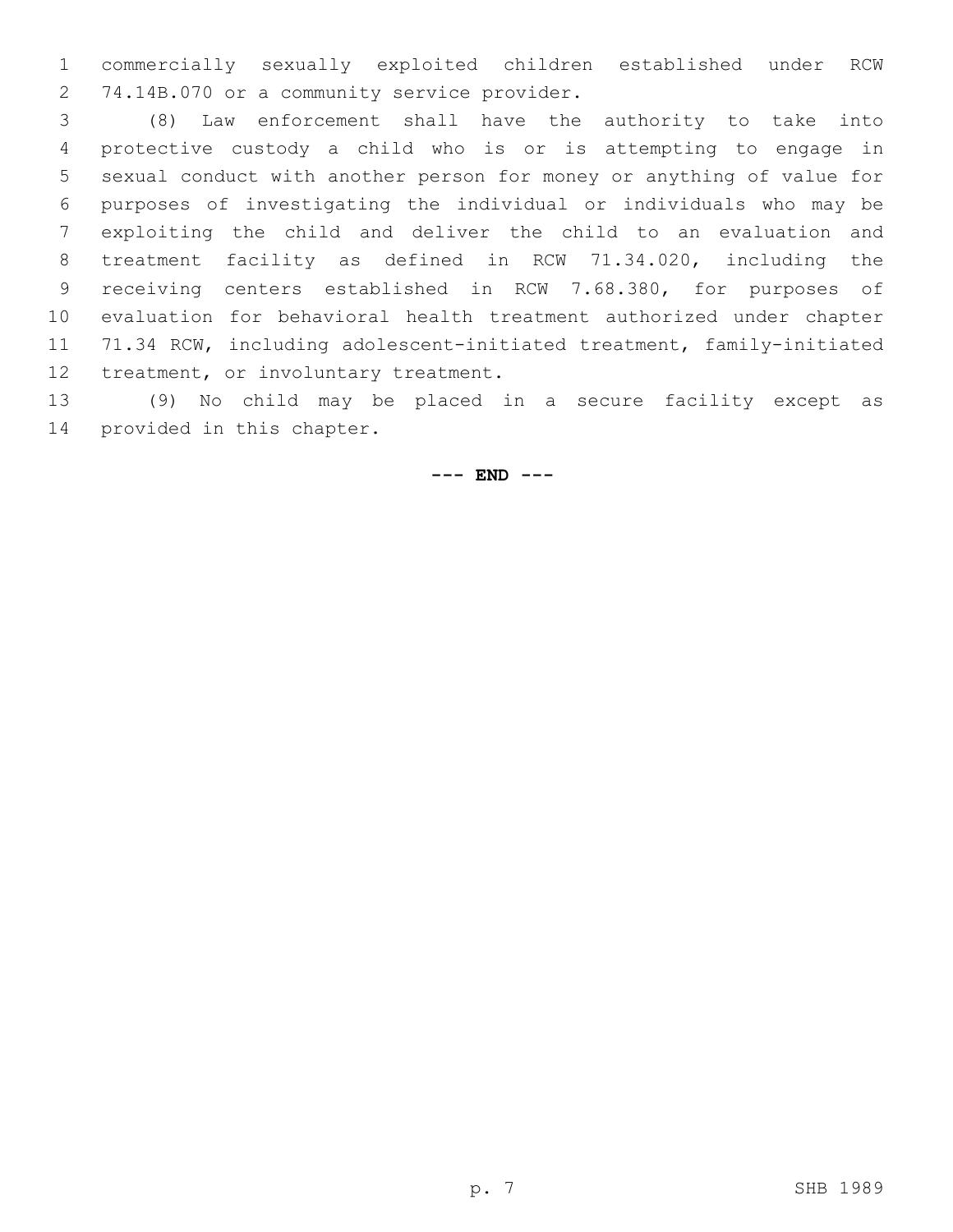commercially sexually exploited children established under RCW 74.14B.070 or a community service provider.

(8) Law enforcement shall have the authority to take into protective custody a child who is or is attempting to engage in sexual conduct with another person for money or anything of value for purposes of investigating the individual or individuals who may be exploiting the child and deliver the child to an evaluation and treatment facility as defined in RCW 71.34.020, including the receiving centers established in RCW 7.68.380, for purposes of evaluation for behavioral health treatment authorized under chapter 71.34 RCW, including adolescent-initiated treatment, family-initiated treatment, or involuntary treatment.

(9) No child may be placed in a secure facility except as provided in this chapter.

**--- END ---**